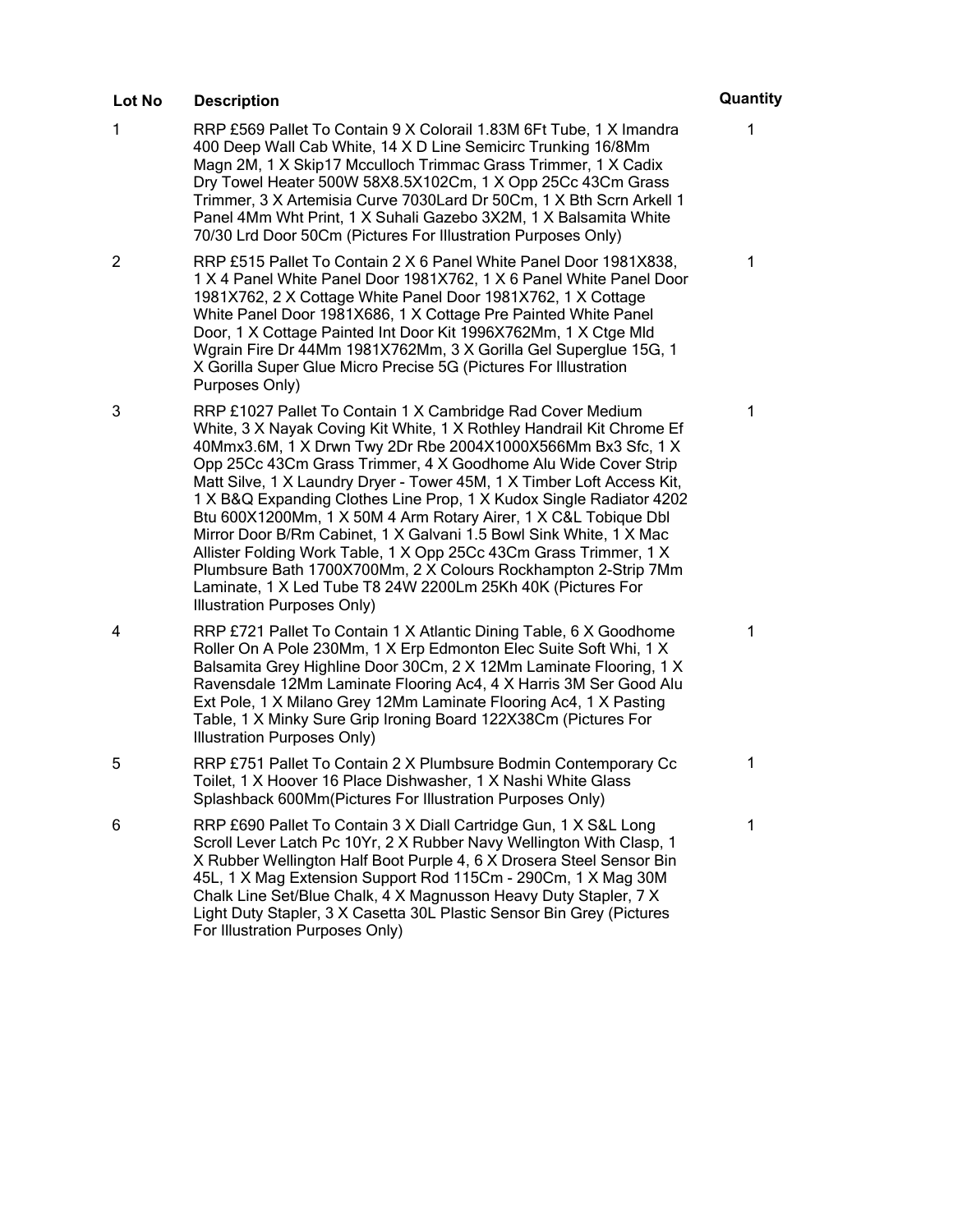| Lot No | Description | Quantity |
|---|---|---|
| 1 | RRP £569 Pallet To Contain 9 X Colorail 1.83M 6Ft Tube, 1 X Imandra 400 Deep Wall Cab White, 14 X D Line Semicirc Trunking 16/8Mm Magn 2M, 1 X Skip17 Mcculloch Trimmac Grass Trimmer, 1 X Cadix Dry Towel Heater 500W 58X8.5X102Cm, 1 X Opp 25Cc 43Cm Grass Trimmer, 3 X Artemisia Curve 7030Lard Dr 50Cm, 1 X Bth Scrn Arkell 1 Panel 4Mm Wht Print, 1 X Suhali Gazebo 3X2M, 1 X Balsamita White 70/30 Lrd Door 50Cm (Pictures For Illustration Purposes Only) | 1 |
| 2 | RRP £515 Pallet To Contain 2 X 6 Panel White Panel Door 1981X838, 1 X 4 Panel White Panel Door 1981X762, 1 X 6 Panel White Panel Door 1981X762, 2 X Cottage White Panel Door 1981X762, 1 X Cottage White Panel Door 1981X686, 1 X Cottage Pre Painted White Panel Door, 1 X Cottage Painted Int Door Kit 1996X762Mm, 1 X Ctge Mld Wgrain Fire Dr 44Mm 1981X762Mm, 3 X Gorilla Gel Superglue 15G, 1 X Gorilla Super Glue Micro Precise 5G (Pictures For Illustration Purposes Only) | 1 |
| 3 | RRP £1027 Pallet To Contain 1 X Cambridge Rad Cover Medium White, 3 X Nayak Coving Kit White, 1 X Rothley Handrail Kit Chrome Ef 40Mmx3.6M, 1 X Drwn Twy 2Dr Rbe 2004X1000X566Mm Bx3 Sfc, 1 X Opp 25Cc 43Cm Grass Trimmer, 4 X Goodhome Alu Wide Cover Strip Matt Silve, 1 X Laundry Dryer - Tower 45M, 1 X Timber Loft Access Kit, 1 X B&Q Expanding Clothes Line Prop, 1 X Kudox Single Radiator 4202 Btu 600X1200Mm, 1 X 50M 4 Arm Rotary Airer, 1 X C&L Tobique Dbl Mirror Door B/Rm Cabinet, 1 X Galvani 1.5 Bowl Sink White, 1 X Mac Allister Folding Work Table, 1 X Opp 25Cc 43Cm Grass Trimmer, 1 X Plumbsure Bath 1700X700Mm, 2 X Colours Rockhampton 2-Strip 7Mm Laminate, 1 X Led Tube T8 24W 2200Lm 25Kh 40K (Pictures For Illustration Purposes Only) | 1 |
| 4 | RRP £721 Pallet To Contain 1 X Atlantic Dining Table, 6 X Goodhome Roller On A Pole 230Mm, 1 X Erp Edmonton Elec Suite Soft Whi, 1 X Balsamita Grey Highline Door 30Cm, 2 X 12Mm Laminate Flooring, 1 X Ravensdale 12Mm Laminate Flooring Ac4, 4 X Harris 3M Ser Good Alu Ext Pole, 1 X Milano Grey 12Mm Laminate Flooring Ac4, 1 X Pasting Table, 1 X Minky Sure Grip Ironing Board 122X38Cm (Pictures For Illustration Purposes Only) | 1 |
| 5 | RRP £751 Pallet To Contain 2 X Plumbsure Bodmin Contemporary Cc Toilet, 1 X Hoover 16 Place Dishwasher, 1 X Nashi White Glass Splashback 600Mm(Pictures For Illustration Purposes Only) | 1 |
| 6 | RRP £690 Pallet To Contain 3 X Diall Cartridge Gun, 1 X S&L Long Scroll Lever Latch Pc 10Yr, 2 X Rubber Navy Wellington With Clasp, 1 X Rubber Wellington Half Boot Purple 4, 6 X Drosera Steel Sensor Bin 45L, 1 X Mag Extension Support Rod 115Cm - 290Cm, 1 X Mag 30M Chalk Line Set/Blue Chalk, 4 X Magnusson Heavy Duty Stapler, 7 X Light Duty Stapler, 3 X Casetta 30L Plastic Sensor Bin Grey (Pictures For Illustration Purposes Only) | 1 |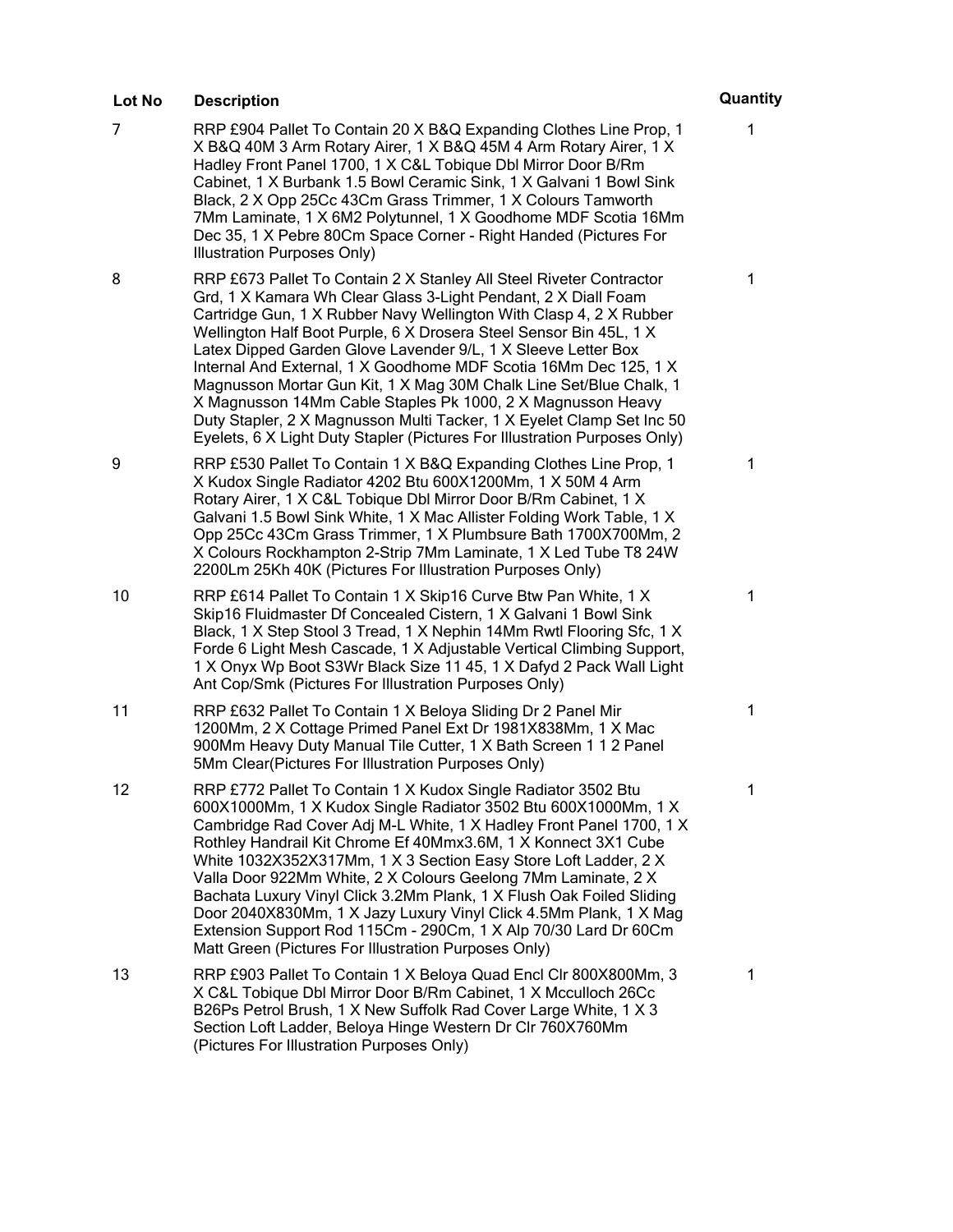| Lot No | Description | Quantity |
|---|---|---|
| 7 | RRP £904 Pallet To Contain 20 X B&Q Expanding Clothes Line Prop, 1 X B&Q 40M 3 Arm Rotary Airer, 1 X B&Q 45M 4 Arm Rotary Airer, 1 X Hadley Front Panel 1700, 1 X C&L Tobique Dbl Mirror Door B/Rm Cabinet, 1 X Burbank 1.5 Bowl Ceramic Sink, 1 X Galvani 1 Bowl Sink Black, 2 X Opp 25Cc 43Cm Grass Trimmer, 1 X Colours Tamworth 7Mm Laminate, 1 X 6M2 Polytunnel, 1 X Goodhome MDF Scotia 16Mm Dec 35, 1 X Pebre 80Cm Space Corner - Right Handed (Pictures For Illustration Purposes Only) | 1 |
| 8 | RRP £673 Pallet To Contain 2 X Stanley All Steel Riveter Contractor Grd, 1 X Kamara Wh Clear Glass 3-Light Pendant, 2 X Diall Foam Cartridge Gun, 1 X Rubber Navy Wellington With Clasp 4, 2 X Rubber Wellington Half Boot Purple, 6 X Drosera Steel Sensor Bin 45L, 1 X Latex Dipped Garden Glove Lavender 9/L, 1 X Sleeve Letter Box Internal And External, 1 X Goodhome MDF Scotia 16Mm Dec 125, 1 X Magnusson Mortar Gun Kit, 1 X Mag 30M Chalk Line Set/Blue Chalk, 1 X Magnusson 14Mm Cable Staples Pk 1000, 2 X Magnusson Heavy Duty Stapler, 2 X Magnusson Multi Tacker, 1 X Eyelet Clamp Set Inc 50 Eyelets, 6 X Light Duty Stapler (Pictures For Illustration Purposes Only) | 1 |
| 9 | RRP £530 Pallet To Contain 1 X B&Q Expanding Clothes Line Prop, 1 X Kudox Single Radiator 4202 Btu 600X1200Mm, 1 X 50M 4 Arm Rotary Airer, 1 X C&L Tobique Dbl Mirror Door B/Rm Cabinet, 1 X Galvani 1.5 Bowl Sink White, 1 X Mac Allister Folding Work Table, 1 X Opp 25Cc 43Cm Grass Trimmer, 1 X Plumbsure Bath 1700X700Mm, 2 X Colours Rockhampton 2-Strip 7Mm Laminate, 1 X Led Tube T8 24W 2200Lm 25Kh 40K (Pictures For Illustration Purposes Only) | 1 |
| 10 | RRP £614 Pallet To Contain 1 X Skip16 Curve Btw Pan White, 1 X Skip16 Fluidmaster Df Concealed Cistern, 1 X Galvani 1 Bowl Sink Black, 1 X Step Stool 3 Tread, 1 X Nephin 14Mm Rwtl Flooring Sfc, 1 X Forde 6 Light Mesh Cascade, 1 X Adjustable Vertical Climbing Support, 1 X Onyx Wp Boot S3Wr Black Size 11 45, 1 X Dafyd 2 Pack Wall Light Ant Cop/Smk (Pictures For Illustration Purposes Only) | 1 |
| 11 | RRP £632 Pallet To Contain 1 X Beloya Sliding Dr 2 Panel Mir 1200Mm, 2 X Cottage Primed Panel Ext Dr 1981X838Mm, 1 X Mac 900Mm Heavy Duty Manual Tile Cutter, 1 X Bath Screen 1 1 2 Panel 5Mm Clear(Pictures For Illustration Purposes Only) | 1 |
| 12 | RRP £772 Pallet To Contain 1 X Kudox Single Radiator 3502 Btu 600X1000Mm, 1 X Kudox Single Radiator 3502 Btu 600X1000Mm, 1 X Cambridge Rad Cover Adj M-L White, 1 X Hadley Front Panel 1700, 1 X Rothley Handrail Kit Chrome Ef 40Mmx3.6M, 1 X Konnect 3X1 Cube White 1032X352X317Mm, 1 X 3 Section Easy Store Loft Ladder, 2 X Valla Door 922Mm White, 2 X Colours Geelong 7Mm Laminate, 2 X Bachata Luxury Vinyl Click 3.2Mm Plank, 1 X Flush Oak Foiled Sliding Door 2040X830Mm, 1 X Jazy Luxury Vinyl Click 4.5Mm Plank, 1 X Mag Extension Support Rod 115Cm - 290Cm, 1 X Alp 70/30 Lard Dr 60Cm Matt Green (Pictures For Illustration Purposes Only) | 1 |
| 13 | RRP £903 Pallet To Contain 1 X Beloya Quad Encl Clr 800X800Mm, 3 X C&L Tobique Dbl Mirror Door B/Rm Cabinet, 1 X Mcculloch 26Cc B26Ps Petrol Brush, 1 X New Suffolk Rad Cover Large White, 1 X 3 Section Loft Ladder, Beloya Hinge Western Dr Clr 760X760Mm (Pictures For Illustration Purposes Only) | 1 |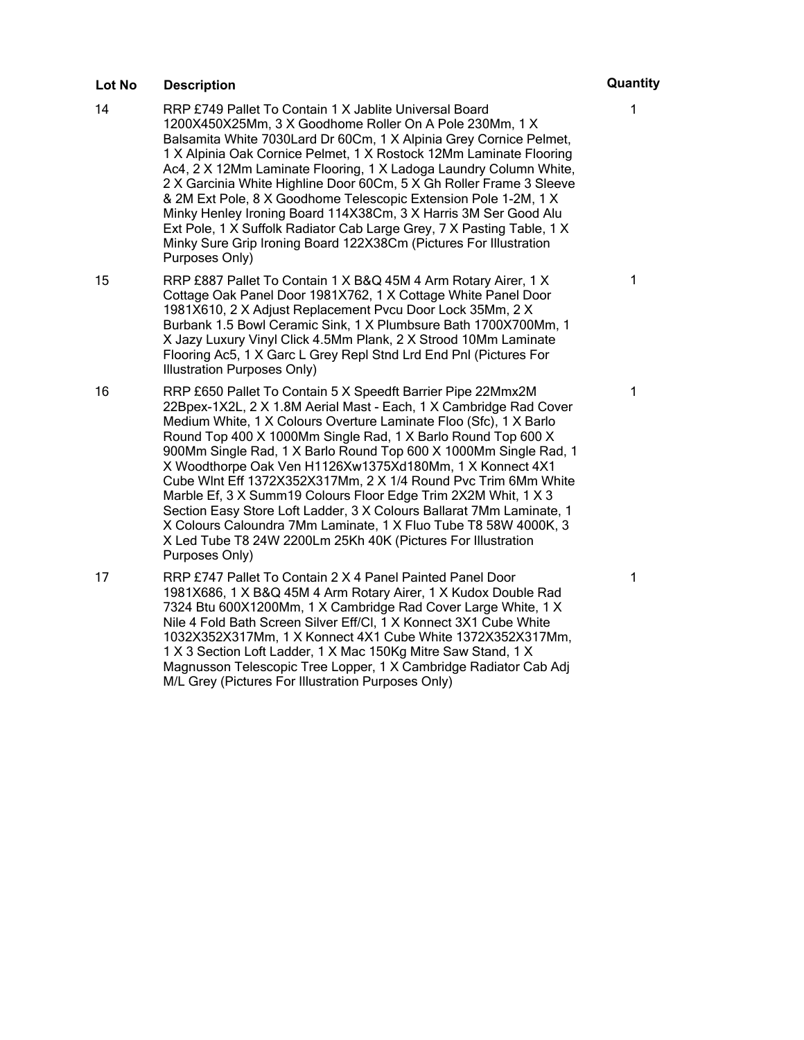| Lot No | Description | Quantity |
| --- | --- | --- |
| 14 | RRP £749 Pallet To Contain 1 X Jablite Universal Board 1200X450X25Mm, 3 X Goodhome Roller On A Pole 230Mm, 1 X Balsamita White 7030Lard Dr 60Cm, 1 X Alpinia Grey Cornice Pelmet, 1 X Alpinia Oak Cornice Pelmet, 1 X Rostock 12Mm Laminate Flooring Ac4, 2 X 12Mm Laminate Flooring, 1 X Ladoga Laundry Column White, 2 X Garcinia White Highline Door 60Cm, 5 X Gh Roller Frame 3 Sleeve & 2M Ext Pole, 8 X Goodhome Telescopic Extension Pole 1-2M, 1 X Minky Henley Ironing Board 114X38Cm, 3 X Harris 3M Ser Good Alu Ext Pole, 1 X Suffolk Radiator Cab Large Grey, 7 X Pasting Table, 1 X Minky Sure Grip Ironing Board 122X38Cm (Pictures For Illustration Purposes Only) | 1 |
| 15 | RRP £887 Pallet To Contain 1 X B&Q 45M 4 Arm Rotary Airer, 1 X Cottage Oak Panel Door 1981X762, 1 X Cottage White Panel Door 1981X610, 2 X Adjust Replacement Pvcu Door Lock 35Mm, 2 X Burbank 1.5 Bowl Ceramic Sink, 1 X Plumbsure Bath 1700X700Mm, 1 X Jazy Luxury Vinyl Click 4.5Mm Plank, 2 X Strood 10Mm Laminate Flooring Ac5, 1 X Garc L Grey Repl Stnd Lrd End Pnl (Pictures For Illustration Purposes Only) | 1 |
| 16 | RRP £650 Pallet To Contain 5 X Speedft Barrier Pipe 22Mmx2M 22Bpex-1X2L, 2 X 1.8M Aerial Mast - Each, 1 X Cambridge Rad Cover Medium White, 1 X Colours Overture Laminate Floo (Sfc), 1 X Barlo Round Top 400 X 1000Mm Single Rad, 1 X Barlo Round Top 600 X 900Mm Single Rad, 1 X Barlo Round Top 600 X 1000Mm Single Rad, 1 X Woodthorpe Oak Ven H1126Xw1375Xd180Mm, 1 X Konnect 4X1 Cube Wlnt Eff 1372X352X317Mm, 2 X 1/4 Round Pvc Trim 6Mm White Marble Ef, 3 X Summ19 Colours Floor Edge Trim 2X2M Whit, 1 X 3 Section Easy Store Loft Ladder, 3 X Colours Ballarat 7Mm Laminate, 1 X Colours Caloundra 7Mm Laminate, 1 X Fluo Tube T8 58W 4000K, 3 X Led Tube T8 24W 2200Lm 25Kh 40K (Pictures For Illustration Purposes Only) | 1 |
| 17 | RRP £747 Pallet To Contain 2 X 4 Panel Painted Panel Door 1981X686, 1 X B&Q 45M 4 Arm Rotary Airer, 1 X Kudox Double Rad 7324 Btu 600X1200Mm, 1 X Cambridge Rad Cover Large White, 1 X Nile 4 Fold Bath Screen Silver Eff/Cl, 1 X Konnect 3X1 Cube White 1032X352X317Mm, 1 X Konnect 4X1 Cube White 1372X352X317Mm, 1 X 3 Section Loft Ladder, 1 X Mac 150Kg Mitre Saw Stand, 1 X Magnusson Telescopic Tree Lopper, 1 X Cambridge Radiator Cab Adj M/L Grey (Pictures For Illustration Purposes Only) | 1 |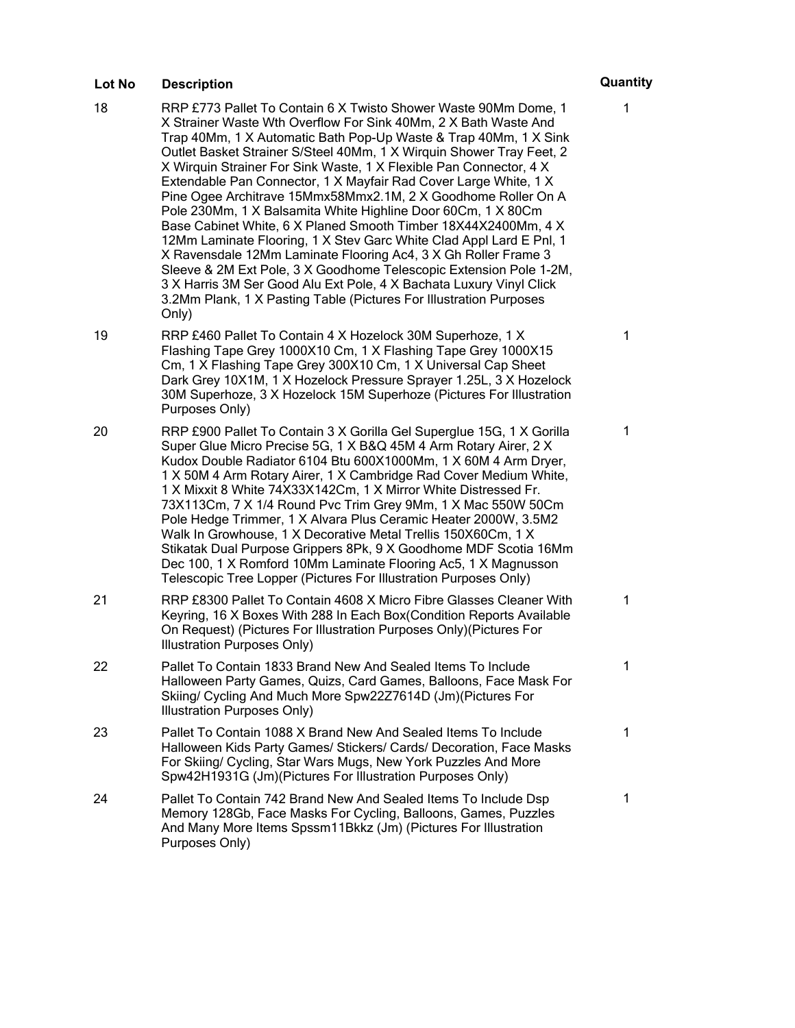| Lot No | Description | Quantity |
|---|---|---|
| 18 | RRP £773 Pallet To Contain 6 X Twisto Shower Waste 90Mm Dome, 1 X Strainer Waste Wth Overflow For Sink 40Mm, 2 X Bath Waste And Trap 40Mm, 1 X Automatic Bath Pop-Up Waste & Trap 40Mm, 1 X Sink Outlet Basket Strainer S/Steel 40Mm, 1 X Wirquin Shower Tray Feet, 2 X Wirquin Strainer For Sink Waste, 1 X Flexible Pan Connector, 4 X Extendable Pan Connector, 1 X Mayfair Rad Cover Large White, 1 X Pine Ogee Architrave 15Mmx58Mmx2.1M, 2 X Goodhome Roller On A Pole 230Mm, 1 X Balsamita White Highline Door 60Cm, 1 X 80Cm Base Cabinet White, 6 X Planed Smooth Timber 18X44X2400Mm, 4 X 12Mm Laminate Flooring, 1 X Stev Garc White Clad Appl Lard E Pnl, 1 X Ravensdale 12Mm Laminate Flooring Ac4, 3 X Gh Roller Frame 3 Sleeve & 2M Ext Pole, 3 X Goodhome Telescopic Extension Pole 1-2M, 3 X Harris 3M Ser Good Alu Ext Pole, 4 X Bachata Luxury Vinyl Click 3.2Mm Plank, 1 X Pasting Table (Pictures For Illustration Purposes Only) | 1 |
| 19 | RRP £460 Pallet To Contain 4 X Hozelock 30M Superhoze, 1 X Flashing Tape Grey 1000X10 Cm, 1 X Flashing Tape Grey 1000X15 Cm, 1 X Flashing Tape Grey 300X10 Cm, 1 X Universal Cap Sheet Dark Grey 10X1M, 1 X Hozelock Pressure Sprayer 1.25L, 3 X Hozelock 30M Superhoze, 3 X Hozelock 15M Superhoze (Pictures For Illustration Purposes Only) | 1 |
| 20 | RRP £900 Pallet To Contain 3 X Gorilla Gel Superglue 15G, 1 X Gorilla Super Glue Micro Precise 5G, 1 X B&Q 45M 4 Arm Rotary Airer, 2 X Kudox Double Radiator 6104 Btu 600X1000Mm, 1 X 60M 4 Arm Dryer, 1 X 50M 4 Arm Rotary Airer, 1 X Cambridge Rad Cover Medium White, 1 X Mixxit 8 White 74X33X142Cm, 1 X Mirror White Distressed Fr. 73X113Cm, 7 X 1/4 Round Pvc Trim Grey 9Mm, 1 X Mac 550W 50Cm Pole Hedge Trimmer, 1 X Alvara Plus Ceramic Heater 2000W, 3.5M2 Walk In Growhouse, 1 X Decorative Metal Trellis 150X60Cm, 1 X Stikatak Dual Purpose Grippers 8Pk, 9 X Goodhome MDF Scotia 16Mm Dec 100, 1 X Romford 10Mm Laminate Flooring Ac5, 1 X Magnusson Telescopic Tree Lopper (Pictures For Illustration Purposes Only) | 1 |
| 21 | RRP £8300 Pallet To Contain 4608 X Micro Fibre Glasses Cleaner With Keyring, 16 X Boxes With 288 In Each Box(Condition Reports Available On Request) (Pictures For Illustration Purposes Only)(Pictures For Illustration Purposes Only) | 1 |
| 22 | Pallet To Contain 1833 Brand New And Sealed Items To Include Halloween Party Games, Quizs, Card Games, Balloons, Face Mask For Skiing/ Cycling And Much More Spw22Z7614D (Jm)(Pictures For Illustration Purposes Only) | 1 |
| 23 | Pallet To Contain 1088 X Brand New And Sealed Items To Include Halloween Kids Party Games/ Stickers/ Cards/ Decoration, Face Masks For Skiing/ Cycling, Star Wars Mugs, New York Puzzles And More Spw42H1931G (Jm)(Pictures For Illustration Purposes Only) | 1 |
| 24 | Pallet To Contain 742 Brand New And Sealed Items To Include Dsp Memory 128Gb, Face Masks For Cycling, Balloons, Games, Puzzles And Many More Items Spssm11Bkkz (Jm) (Pictures For Illustration Purposes Only) | 1 |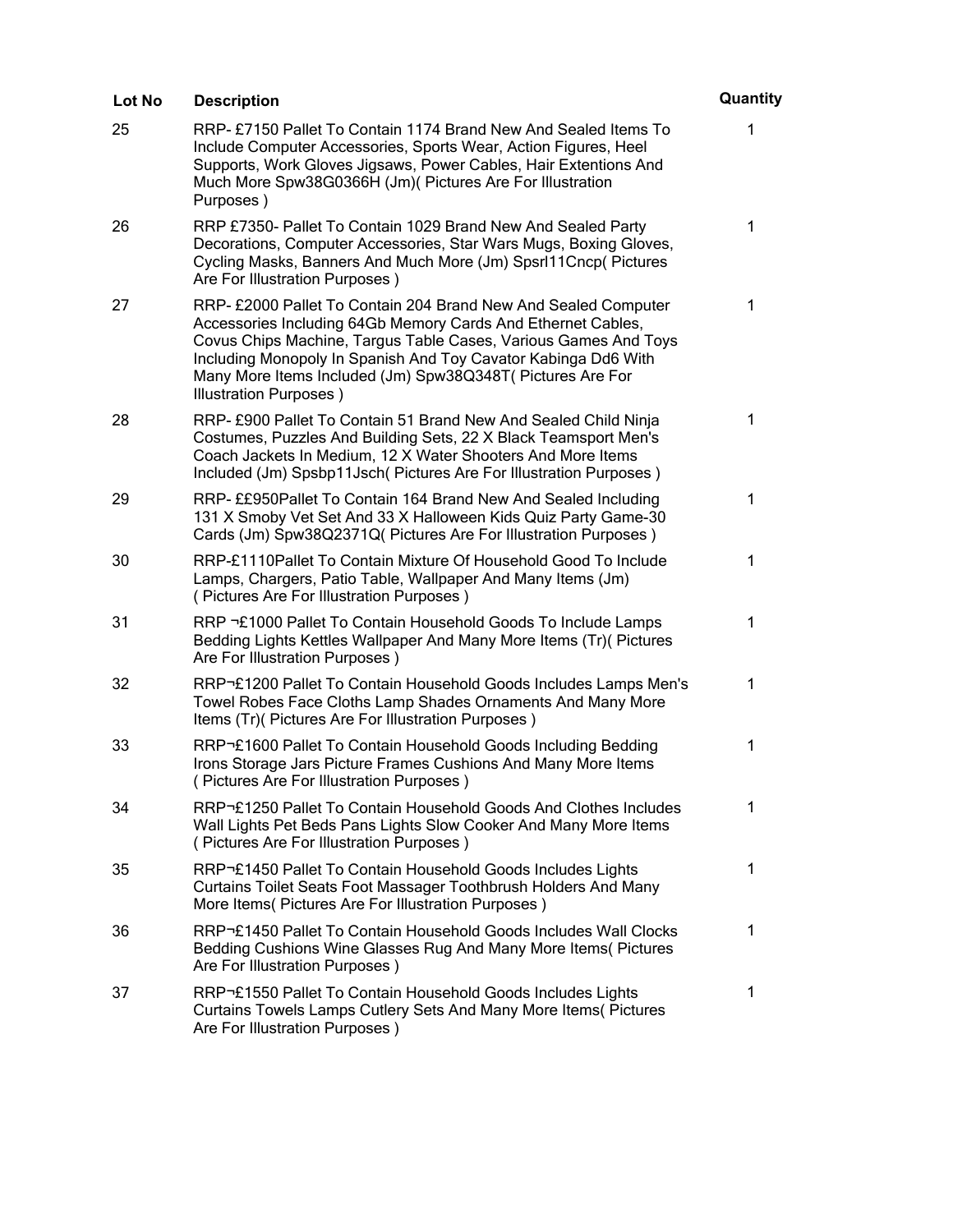| Lot No | Description | Quantity |
| --- | --- | --- |
| 25 | RRP- £7150 Pallet To Contain 1174 Brand New And Sealed Items To Include Computer Accessories, Sports Wear, Action Figures, Heel Supports, Work Gloves Jigsaws, Power Cables, Hair Extentions And Much More Spw38G0366H (Jm)( Pictures Are For Illustration Purposes ) | 1 |
| 26 | RRP £7350- Pallet To Contain 1029 Brand New And Sealed Party Decorations, Computer Accessories, Star Wars Mugs, Boxing Gloves, Cycling Masks, Banners And Much More (Jm) Spsrl11Cncp( Pictures Are For Illustration Purposes ) | 1 |
| 27 | RRP- £2000 Pallet To Contain 204 Brand New And Sealed Computer Accessories Including 64Gb Memory Cards And Ethernet Cables, Covus Chips Machine, Targus Table Cases, Various Games And Toys Including Monopoly In Spanish And Toy Cavator Kabinga Dd6 With Many More Items Included (Jm) Spw38Q348T( Pictures Are For Illustration Purposes ) | 1 |
| 28 | RRP- £900 Pallet To Contain 51 Brand New And Sealed Child Ninja Costumes, Puzzles And Building Sets, 22 X Black Teamsport Men's Coach Jackets In Medium, 12 X Water Shooters And More Items Included (Jm) Spsbp11Jsch( Pictures Are For Illustration Purposes ) | 1 |
| 29 | RRP- ££950Pallet To Contain 164 Brand New And Sealed Including 131 X Smoby Vet Set And 33 X Halloween Kids Quiz Party Game-30 Cards (Jm) Spw38Q2371Q( Pictures Are For Illustration Purposes ) | 1 |
| 30 | RRP-£1110Pallet To Contain Mixture Of Household Good To Include Lamps, Chargers, Patio Table, Wallpaper And Many Items (Jm) ( Pictures Are For Illustration Purposes ) | 1 |
| 31 | RRP ¬£1000 Pallet To Contain Household Goods To Include Lamps Bedding Lights Kettles Wallpaper And Many More Items (Tr)( Pictures Are For Illustration Purposes ) | 1 |
| 32 | RRP¬£1200 Pallet To Contain Household Goods Includes Lamps Men's Towel Robes Face Cloths Lamp Shades Ornaments And Many More Items (Tr)( Pictures Are For Illustration Purposes ) | 1 |
| 33 | RRP¬£1600 Pallet To Contain Household Goods Including Bedding Irons Storage Jars Picture Frames Cushions And Many More Items ( Pictures Are For Illustration Purposes ) | 1 |
| 34 | RRP¬£1250 Pallet To Contain Household Goods And Clothes Includes Wall Lights Pet Beds Pans Lights Slow Cooker And Many More Items ( Pictures Are For Illustration Purposes ) | 1 |
| 35 | RRP¬£1450 Pallet To Contain Household Goods Includes Lights Curtains Toilet Seats Foot Massager Toothbrush Holders And Many More Items( Pictures Are For Illustration Purposes ) | 1 |
| 36 | RRP¬£1450 Pallet To Contain Household Goods Includes Wall Clocks Bedding Cushions Wine Glasses Rug And Many More Items( Pictures Are For Illustration Purposes ) | 1 |
| 37 | RRP¬£1550 Pallet To Contain Household Goods Includes Lights Curtains Towels Lamps Cutlery Sets And Many More Items( Pictures Are For Illustration Purposes ) | 1 |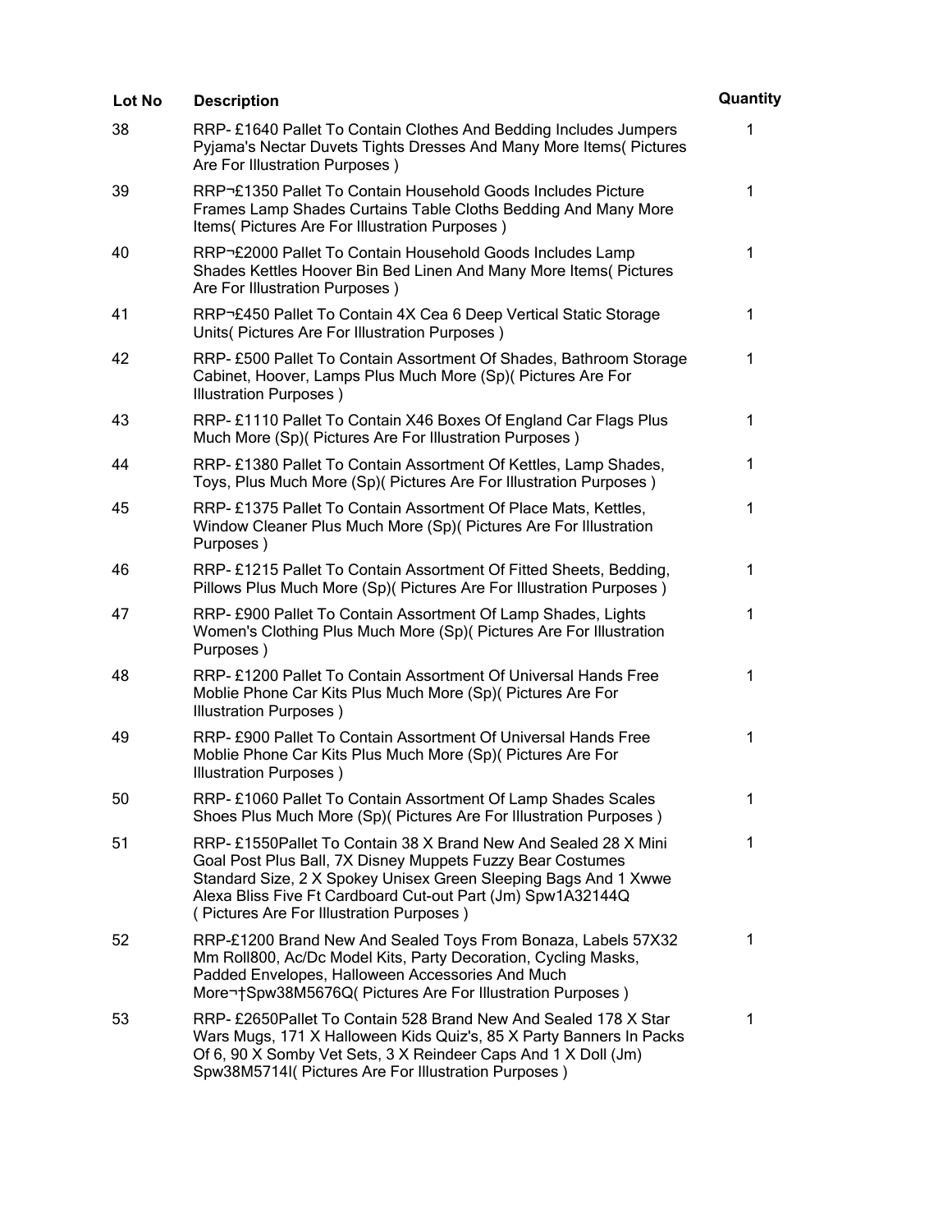| Lot No | Description | Quantity |
|---|---|---|
| 38 | RRP- £1640 Pallet To Contain Clothes And Bedding Includes Jumpers Pyjama's Nectar Duvets Tights Dresses And Many More Items( Pictures Are For Illustration Purposes ) | 1 |
| 39 | RRP¬£1350 Pallet To Contain Household Goods Includes Picture Frames Lamp Shades Curtains Table Cloths Bedding And Many More Items( Pictures Are For Illustration Purposes ) | 1 |
| 40 | RRP¬£2000 Pallet To Contain Household Goods Includes Lamp Shades Kettles Hoover Bin Bed Linen And Many More Items( Pictures Are For Illustration Purposes ) | 1 |
| 41 | RRP¬£450 Pallet To Contain 4X Cea 6 Deep Vertical Static Storage Units( Pictures Are For Illustration Purposes ) | 1 |
| 42 | RRP- £500 Pallet To Contain Assortment Of Shades, Bathroom Storage Cabinet, Hoover, Lamps Plus Much More (Sp)( Pictures Are For Illustration Purposes ) | 1 |
| 43 | RRP- £1110 Pallet To Contain X46 Boxes Of England Car Flags Plus Much More (Sp)( Pictures Are For Illustration Purposes ) | 1 |
| 44 | RRP- £1380 Pallet To Contain Assortment Of Kettles, Lamp Shades, Toys, Plus Much More (Sp)( Pictures Are For Illustration Purposes ) | 1 |
| 45 | RRP- £1375 Pallet To Contain Assortment Of Place Mats, Kettles, Window Cleaner Plus Much More (Sp)( Pictures Are For Illustration Purposes ) | 1 |
| 46 | RRP- £1215 Pallet To Contain Assortment Of Fitted Sheets, Bedding, Pillows Plus Much More (Sp)( Pictures Are For Illustration Purposes ) | 1 |
| 47 | RRP- £900 Pallet To Contain Assortment Of Lamp Shades, Lights Women's Clothing Plus Much More (Sp)( Pictures Are For Illustration Purposes ) | 1 |
| 48 | RRP- £1200 Pallet To Contain Assortment Of Universal Hands Free Moblie Phone Car Kits Plus Much More (Sp)( Pictures Are For Illustration Purposes ) | 1 |
| 49 | RRP- £900 Pallet To Contain Assortment Of Universal Hands Free Moblie Phone Car Kits Plus Much More (Sp)( Pictures Are For Illustration Purposes ) | 1 |
| 50 | RRP- £1060 Pallet To Contain Assortment Of Lamp Shades Scales Shoes Plus Much More (Sp)( Pictures Are For Illustration Purposes ) | 1 |
| 51 | RRP- £1550Pallet To Contain 38 X Brand New And Sealed 28 X Mini Goal Post Plus Ball, 7X Disney Muppets Fuzzy Bear Costumes Standard Size, 2 X Spokey Unisex Green Sleeping Bags And 1 Xwwe Alexa Bliss Five Ft Cardboard Cut-out Part (Jm) Spw1A32144Q ( Pictures Are For Illustration Purposes ) | 1 |
| 52 | RRP-£1200 Brand New And Sealed Toys From Bonaza, Labels 57X32 Mm Roll800, Ac/Dc Model Kits, Party Decoration, Cycling Masks, Padded Envelopes, Halloween Accessories And Much More¬†Spw38M5676Q( Pictures Are For Illustration Purposes ) | 1 |
| 53 | RRP- £2650Pallet To Contain 528 Brand New And Sealed 178 X Star Wars Mugs, 171 X Halloween Kids Quiz's, 85 X Party Banners In Packs Of 6, 90 X Somby Vet Sets, 3 X Reindeer Caps And 1 X Doll (Jm) Spw38M5714I( Pictures Are For Illustration Purposes ) | 1 |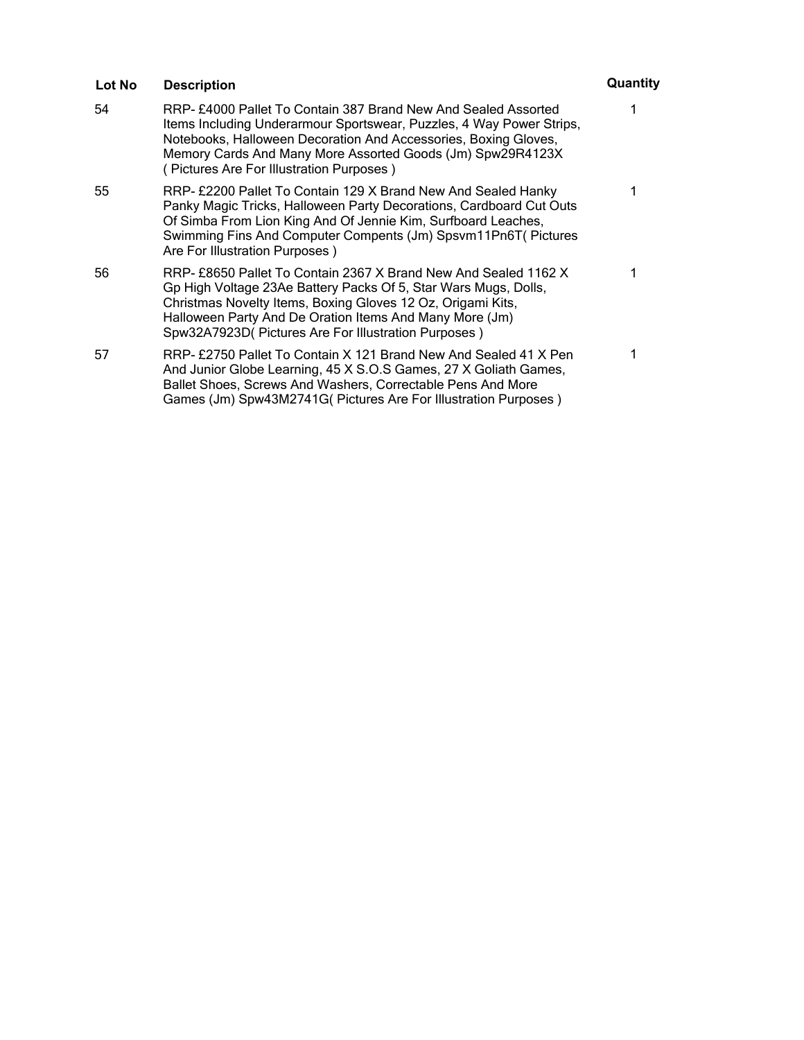| Lot No | Description | Quantity |
| --- | --- | --- |
| 54 | RRP- £4000 Pallet To Contain 387 Brand New And Sealed Assorted Items Including Underarmour Sportswear, Puzzles, 4 Way Power Strips, Notebooks, Halloween Decoration And Accessories, Boxing Gloves, Memory Cards And Many More Assorted Goods (Jm) Spw29R4123X ( Pictures Are For Illustration Purposes ) | 1 |
| 55 | RRP- £2200 Pallet To Contain 129 X Brand New And Sealed Hanky Panky Magic Tricks, Halloween Party Decorations, Cardboard Cut Outs Of Simba From Lion King And Of Jennie Kim, Surfboard Leaches, Swimming Fins And Computer Compents (Jm) Spsvm11Pn6T( Pictures Are For Illustration Purposes ) | 1 |
| 56 | RRP- £8650 Pallet To Contain 2367 X Brand New And Sealed 1162 X Gp High Voltage 23Ae Battery Packs Of 5, Star Wars Mugs, Dolls, Christmas Novelty Items, Boxing Gloves 12 Oz, Origami Kits, Halloween Party And De Oration Items And Many More (Jm) Spw32A7923D( Pictures Are For Illustration Purposes ) | 1 |
| 57 | RRP- £2750 Pallet To Contain X 121 Brand New And Sealed 41 X Pen And Junior Globe Learning, 45 X S.O.S Games, 27 X Goliath Games, Ballet Shoes, Screws And Washers, Correctable Pens And More Games (Jm) Spw43M2741G( Pictures Are For Illustration Purposes ) | 1 |